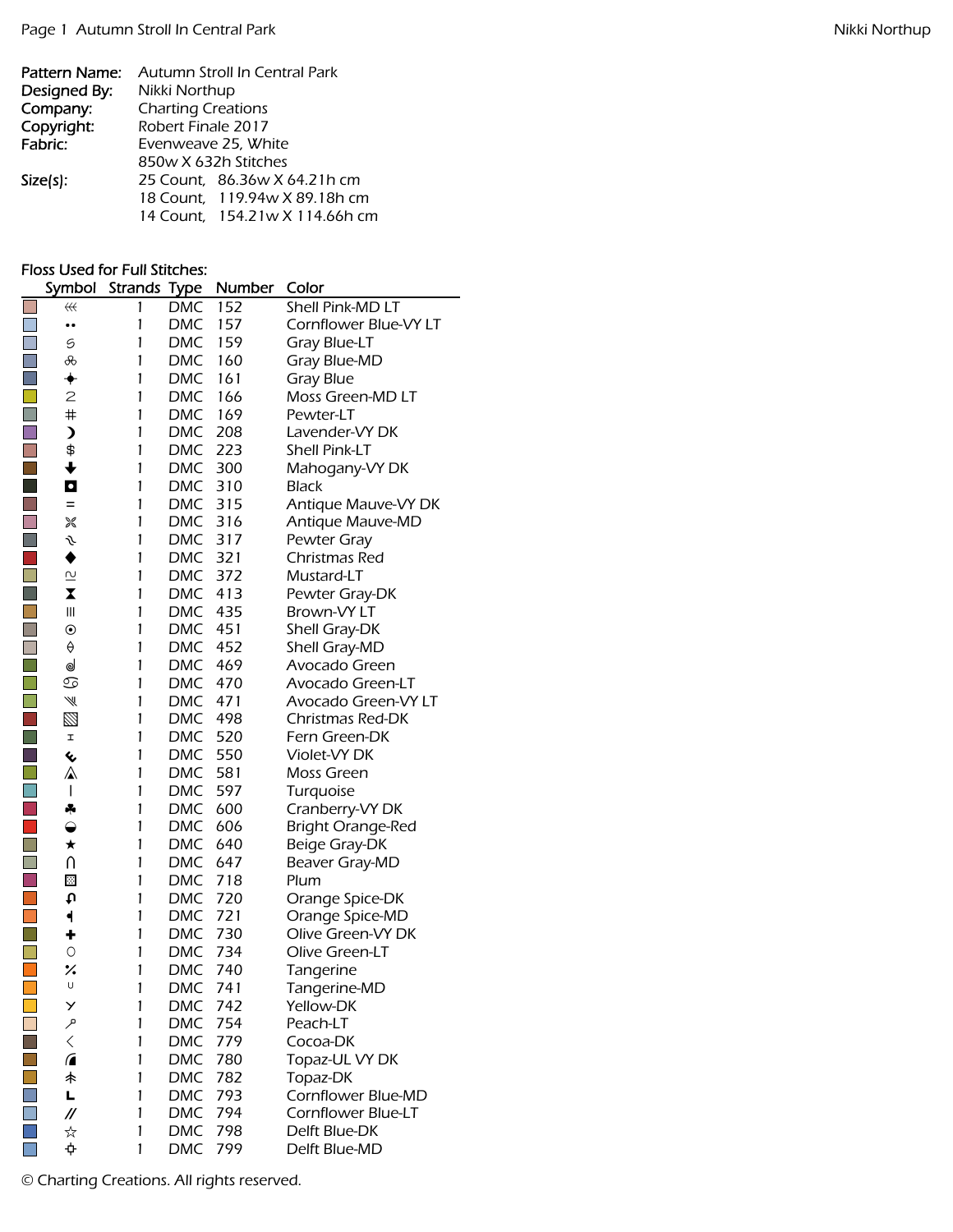**Pattern Name:** Autumn Stroll In Central Park
**Designed By:** Nikki Northup
**Company:** Charting Creations
**Copyright:** Robert Finale 2017
**Fabric:** Evenweave 25, White
850w X 632h Stitches
**Size(s):** 25 Count, 86.36w X 64.21h cm
18 Count, 119.94w X 89.18h cm
14 Count, 154.21w X 114.66h cm

**Floss Used for Full Stitches:**

| Symbol | Strands | Type | Number | Color |
|---|---|---|---|---|
| ⋘ | 1 | DMC | 152 | Shell Pink-MD LT |
| •• | 1 | DMC | 157 | Cornflower Blue-VY LT |
| ઙ | 1 | DMC | 159 | Gray Blue-LT |
| ஃ | 1 | DMC | 160 | Gray Blue-MD |
| ✦ | 1 | DMC | 161 | Gray Blue |
| 2 | 1 | DMC | 166 | Moss Green-MD LT |
| # | 1 | DMC | 169 | Pewter-LT |
| ☽ | 1 | DMC | 208 | Lavender-VY DK |
| $ | 1 | DMC | 223 | Shell Pink-LT |
| 🡇 | 1 | DMC | 300 | Mahogany-VY DK |
| ◘ | 1 | DMC | 310 | Black |
| = | 1 | DMC | 315 | Antique Mauve-VY DK |
| ⌘ | 1 | DMC | 316 | Antique Mauve-MD |
| ↯ | 1 | DMC | 317 | Pewter Gray |
| ◆ | 1 | DMC | 321 | Christmas Red |
| ≊ | 1 | DMC | 372 | Mustard-LT |
| ⧗ | 1 | DMC | 413 | Pewter Gray-DK |
| ⦀ | 1 | DMC | 435 | Brown-VY LT |
| ⊙ | 1 | DMC | 451 | Shell Gray-DK |
| ⍙ | 1 | DMC | 452 | Shell Gray-MD |
| ᘐ | 1 | DMC | 469 | Avocado Green |
| ♋ | 1 | DMC | 470 | Avocado Green-LT |
| ⫽ | 1 | DMC | 471 | Avocado Green-VY LT |
| ▧ | 1 | DMC | 498 | Christmas Red-DK |
| ⌶ | 1 | DMC | 520 | Fern Green-DK |
| ⬿ | 1 | DMC | 550 | Violet-VY DK |
| ⩓ | 1 | DMC | 581 | Moss Green |
| \| | 1 | DMC | 597 | Turquoise |
| ♣ | 1 | DMC | 600 | Cranberry-VY DK |
| ◒ | 1 | DMC | 606 | Bright Orange-Red |
| ★ | 1 | DMC | 640 | Beige Gray-DK |
| ∩ | 1 | DMC | 647 | Beaver Gray-MD |
| ⚄ | 1 | DMC | 718 | Plum |
| ⮌ | 1 | DMC | 720 | Orange Spice-DK |
| ⫞ | 1 | DMC | 721 | Orange Spice-MD |
| ✚ | 1 | DMC | 730 | Olive Green-VY DK |
| ○ | 1 | DMC | 734 | Olive Green-LT |
| ⁒ | 1 | DMC | 740 | Tangerine |
| ᵕ | 1 | DMC | 741 | Tangerine-MD |
| ⋎ | 1 | DMC | 742 | Yellow-DK |
| ⚲ | 1 | DMC | 754 | Peach-LT |
| ‹ | 1 | DMC | 779 | Cocoa-DK |
| ◜ | 1 | DMC | 780 | Topaz-UL VY DK |
| ⽊ | 1 | DMC | 782 | Topaz-DK |
| L | 1 | DMC | 793 | Cornflower Blue-MD |
| // | 1 | DMC | 794 | Cornflower Blue-LT |
| ☆ | 1 | DMC | 798 | Delft Blue-DK |
| ⯐ | 1 | DMC | 799 | Delft Blue-MD |

© Charting Creations. All rights reserved.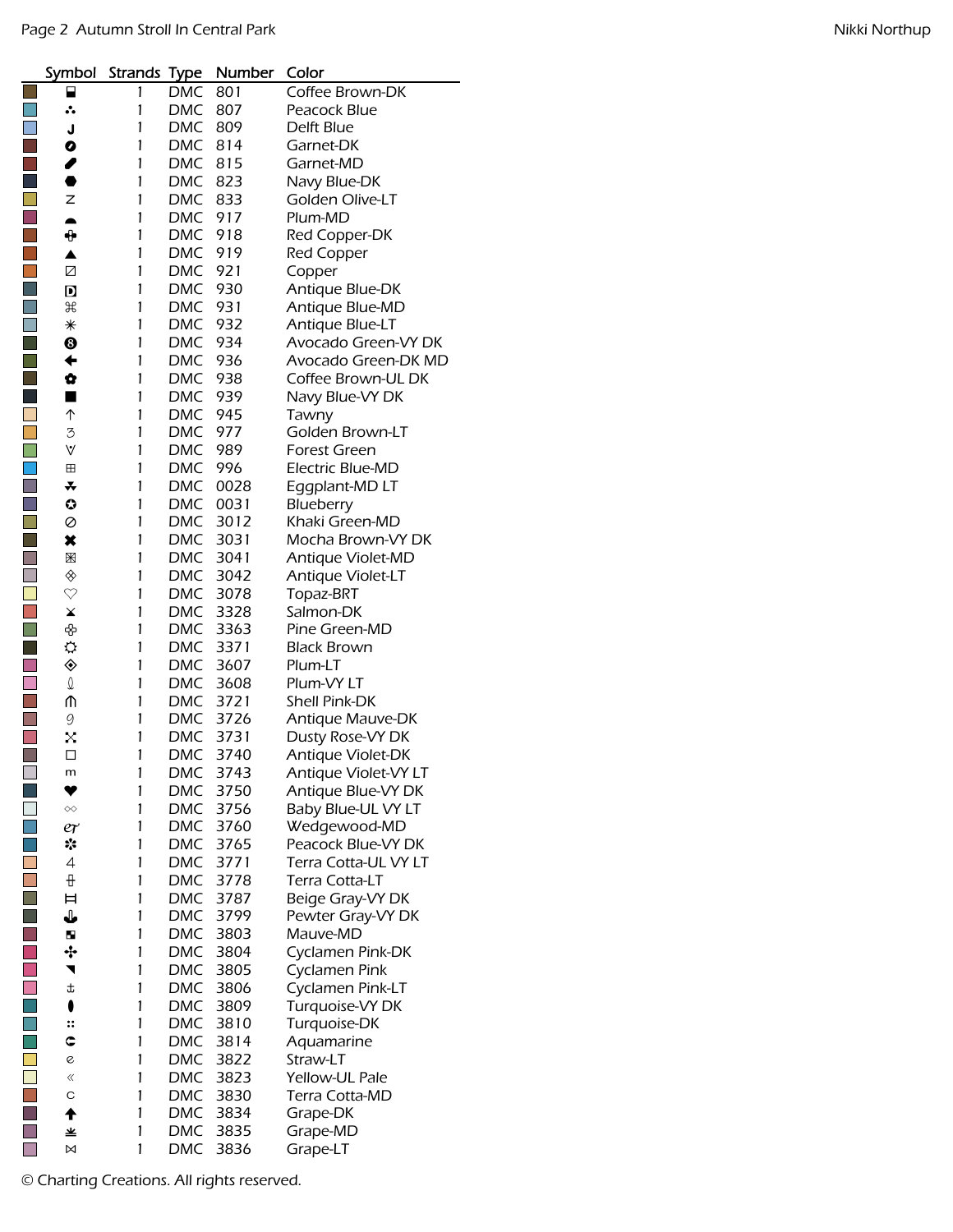| Symbol | Strands | Type | Number | Color |
|---|---|---|---|---|
| ⬓ | 1 | DMC | 801 | Coffee Brown-DK |
| ∴ | 1 | DMC | 807 | Peacock Blue |
| J | 1 | DMC | 809 | Delft Blue |
| ⊘ | 1 | DMC | 814 | Garnet-DK |
| ✎ | 1 | DMC | 815 | Garnet-MD |
| ⬢ | 1 | DMC | 823 | Navy Blue-DK |
| Z | 1 | DMC | 833 | Golden Olive-LT |
| ◓ | 1 | DMC | 917 | Plum-MD |
| ✥ | 1 | DMC | 918 | Red Copper-DK |
| ▲ | 1 | DMC | 919 | Red Copper |
| ◪ | 1 | DMC | 921 | Copper |
| D | 1 | DMC | 930 | Antique Blue-DK |
| ⌘ | 1 | DMC | 931 | Antique Blue-MD |
| ✳ | 1 | DMC | 932 | Antique Blue-LT |
| ❽ | 1 | DMC | 934 | Avocado Green-VY DK |
| ⬅ | 1 | DMC | 936 | Avocado Green-DK MD |
| ✿ | 1 | DMC | 938 | Coffee Brown-UL DK |
| ■ | 1 | DMC | 939 | Navy Blue-VY DK |
| ↑ | 1 | DMC | 945 | Tawny |
| 3 | 1 | DMC | 977 | Golden Brown-LT |
| ∀ | 1 | DMC | 989 | Forest Green |
| ⊞ | 1 | DMC | 996 | Electric Blue-MD |
| ☘ | 1 | DMC | 0028 | Eggplant-MD LT |
| ✪ | 1 | DMC | 0031 | Blueberry |
| ⊘ | 1 | DMC | 3012 | Khaki Green-MD |
| ✖ | 1 | DMC | 3031 | Mocha Brown-VY DK |
| ⊠ | 1 | DMC | 3041 | Antique Violet-MD |
| ◈ | 1 | DMC | 3042 | Antique Violet-LT |
| ♡ | 1 | DMC | 3078 | Topaz-BRT |
| ⧗ | 1 | DMC | 3328 | Salmon-DK |
| ✤ | 1 | DMC | 3363 | Pine Green-MD |
| ☼ | 1 | DMC | 3371 | Black Brown |
| ◈ | 1 | DMC | 3607 | Plum-LT |
| 🌢 | 1 | DMC | 3608 | Plum-VY LT |
| ⋔ | 1 | DMC | 3721 | Shell Pink-DK |
| 9 | 1 | DMC | 3726 | Antique Mauve-DK |
| ⁙ | 1 | DMC | 3731 | Dusty Rose-VY DK |
| □ | 1 | DMC | 3740 | Antique Violet-DK |
| m | 1 | DMC | 3743 | Antique Violet-VY LT |
| ♥ | 1 | DMC | 3750 | Antique Blue-VY DK |
| ∞ | 1 | DMC | 3756 | Baby Blue-UL VY LT |
| ℯ𝓇 | 1 | DMC | 3760 | Wedgewood-MD |
| ✼ | 1 | DMC | 3765 | Peacock Blue-VY DK |
| 4 | 1 | DMC | 3771 | Terra Cotta-UL VY LT |
| ‡ | 1 | DMC | 3778 | Terra Cotta-LT |
| ⌶ | 1 | DMC | 3787 | Beige Gray-VY DK |
| ⚓ | 1 | DMC | 3799 | Pewter Gray-VY DK |
| ◩ | 1 | DMC | 3803 | Mauve-MD |
| ✣ | 1 | DMC | 3804 | Cyclamen Pink-DK |
| ◥ | 1 | DMC | 3805 | Cyclamen Pink |
| ⚓ | 1 | DMC | 3806 | Cyclamen Pink-LT |
| ⬮ | 1 | DMC | 3809 | Turquoise-VY DK |
| ∷ | 1 | DMC | 3810 | Turquoise-DK |
| ⊂ | 1 | DMC | 3814 | Aquamarine |
| ℯ | 1 | DMC | 3822 | Straw-LT |
| « | 1 | DMC | 3823 | Yellow-UL Pale |
| c | 1 | DMC | 3830 | Terra Cotta-MD |
| ⬆ | 1 | DMC | 3834 | Grape-DK |
| ⚶ | 1 | DMC | 3835 | Grape-MD |
| ⋈ | 1 | DMC | 3836 | Grape-LT |

© Charting Creations. All rights reserved.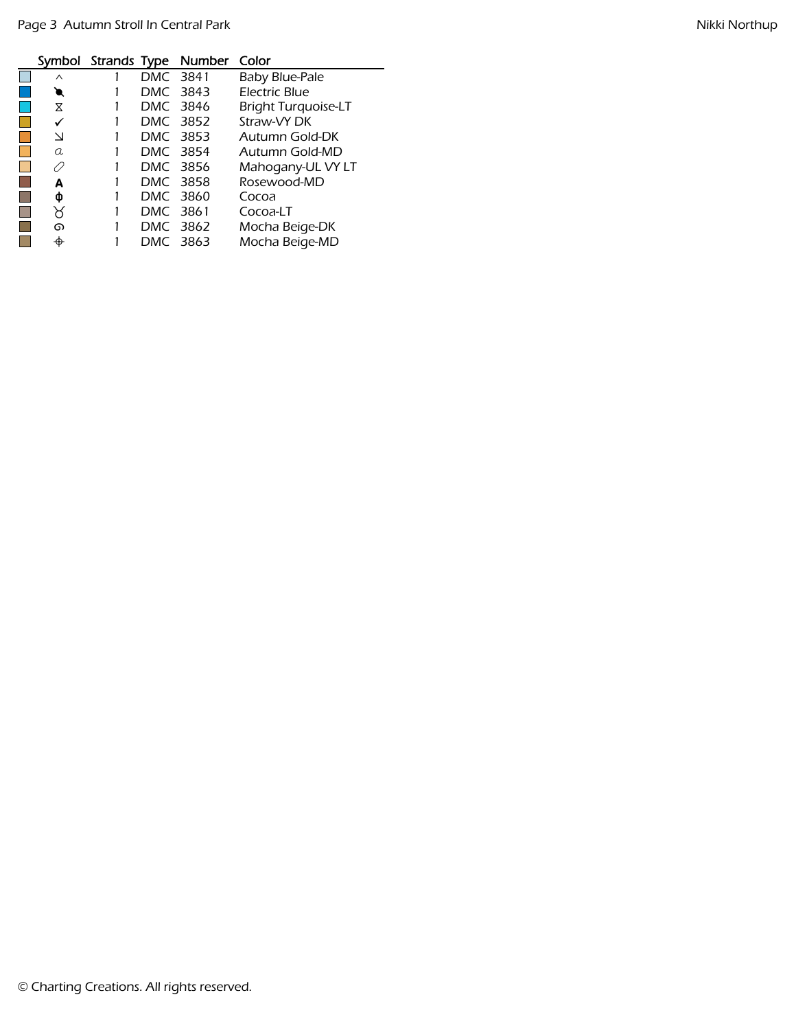| | Symbol | Strands | Type | Number | Color |
|---|---|---|---|---|---|
| | ^ | 1 | DMC | 3841 | Baby Blue-Pale |
| | ● | 1 | DMC | 3843 | Electric Blue |
| | ⧖ | 1 | DMC | 3846 | Bright Turquoise-LT |
| | ✓ | 1 | DMC | 3852 | Straw-VY DK |
| | ↘ | 1 | DMC | 3853 | Autumn Gold-DK |
| | a | 1 | DMC | 3854 | Autumn Gold-MD |
| | ⊘ | 1 | DMC | 3856 | Mahogany-UL VY LT |
| | A | 1 | DMC | 3858 | Rosewood-MD |
| | ɸ | 1 | DMC | 3860 | Cocoa |
| | ♉ | 1 | DMC | 3861 | Cocoa-LT |
| | ɷ | 1 | DMC | 3862 | Mocha Beige-DK |
| | ⌖ | 1 | DMC | 3863 | Mocha Beige-MD |

© Charting Creations. All rights reserved.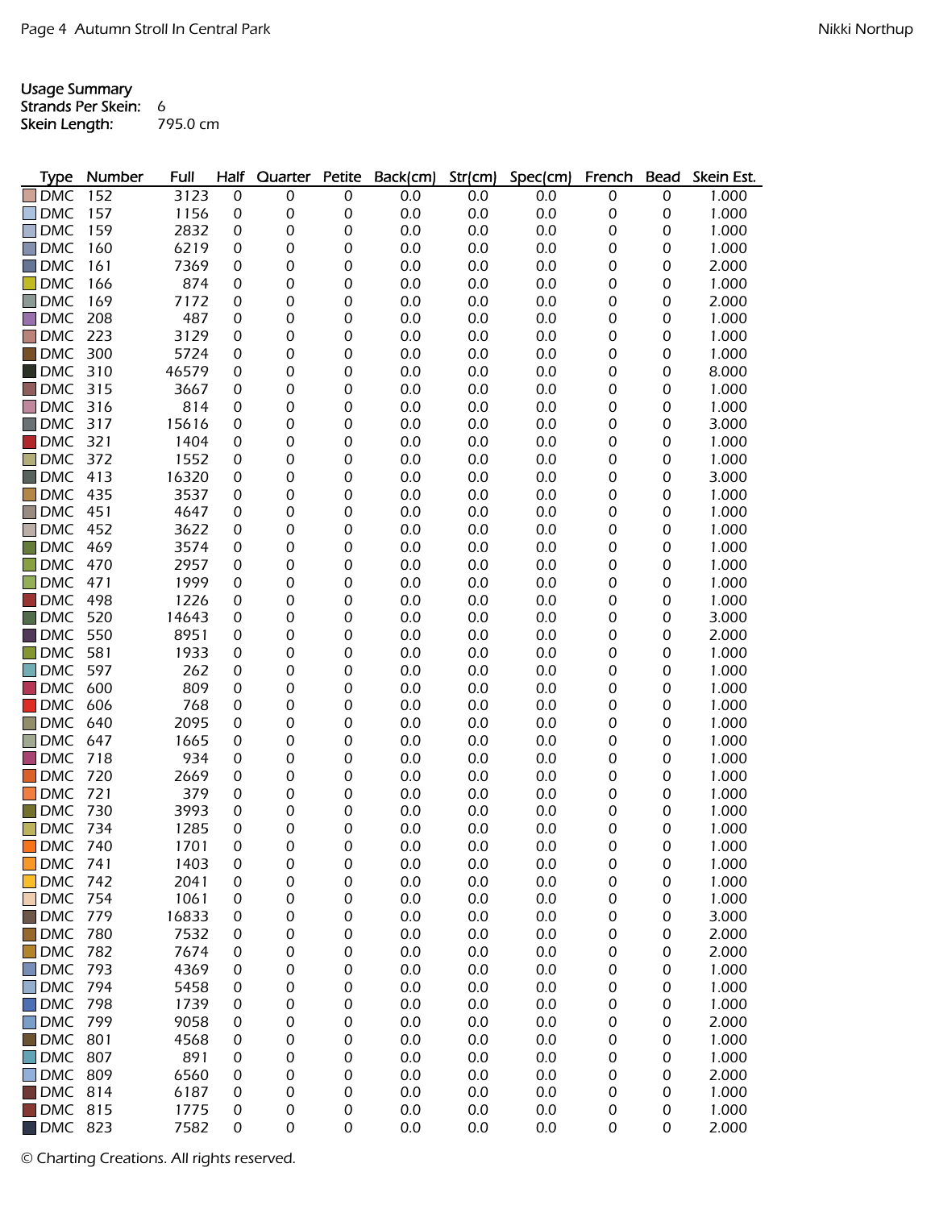**Usage Summary**
**Strands Per Skein:** 6
**Skein Length:** 795.0 cm

| Type | Number | Full | Half | Quarter | Petite | Back(cm) | Str(cm) | Spec(cm) | French | Bead | Skein Est. |
|---|---|---|---|---|---|---|---|---|---|---|---|
| DMC | 152 | 3123 | 0 | 0 | 0 | 0.0 | 0.0 | 0.0 | 0 | 0 | 1.000 |
| DMC | 157 | 1156 | 0 | 0 | 0 | 0.0 | 0.0 | 0.0 | 0 | 0 | 1.000 |
| DMC | 159 | 2832 | 0 | 0 | 0 | 0.0 | 0.0 | 0.0 | 0 | 0 | 1.000 |
| DMC | 160 | 6219 | 0 | 0 | 0 | 0.0 | 0.0 | 0.0 | 0 | 0 | 1.000 |
| DMC | 161 | 7369 | 0 | 0 | 0 | 0.0 | 0.0 | 0.0 | 0 | 0 | 2.000 |
| DMC | 166 | 874 | 0 | 0 | 0 | 0.0 | 0.0 | 0.0 | 0 | 0 | 1.000 |
| DMC | 169 | 7172 | 0 | 0 | 0 | 0.0 | 0.0 | 0.0 | 0 | 0 | 2.000 |
| DMC | 208 | 487 | 0 | 0 | 0 | 0.0 | 0.0 | 0.0 | 0 | 0 | 1.000 |
| DMC | 223 | 3129 | 0 | 0 | 0 | 0.0 | 0.0 | 0.0 | 0 | 0 | 1.000 |
| DMC | 300 | 5724 | 0 | 0 | 0 | 0.0 | 0.0 | 0.0 | 0 | 0 | 1.000 |
| DMC | 310 | 46579 | 0 | 0 | 0 | 0.0 | 0.0 | 0.0 | 0 | 0 | 8.000 |
| DMC | 315 | 3667 | 0 | 0 | 0 | 0.0 | 0.0 | 0.0 | 0 | 0 | 1.000 |
| DMC | 316 | 814 | 0 | 0 | 0 | 0.0 | 0.0 | 0.0 | 0 | 0 | 1.000 |
| DMC | 317 | 15616 | 0 | 0 | 0 | 0.0 | 0.0 | 0.0 | 0 | 0 | 3.000 |
| DMC | 321 | 1404 | 0 | 0 | 0 | 0.0 | 0.0 | 0.0 | 0 | 0 | 1.000 |
| DMC | 372 | 1552 | 0 | 0 | 0 | 0.0 | 0.0 | 0.0 | 0 | 0 | 1.000 |
| DMC | 413 | 16320 | 0 | 0 | 0 | 0.0 | 0.0 | 0.0 | 0 | 0 | 3.000 |
| DMC | 435 | 3537 | 0 | 0 | 0 | 0.0 | 0.0 | 0.0 | 0 | 0 | 1.000 |
| DMC | 451 | 4647 | 0 | 0 | 0 | 0.0 | 0.0 | 0.0 | 0 | 0 | 1.000 |
| DMC | 452 | 3622 | 0 | 0 | 0 | 0.0 | 0.0 | 0.0 | 0 | 0 | 1.000 |
| DMC | 469 | 3574 | 0 | 0 | 0 | 0.0 | 0.0 | 0.0 | 0 | 0 | 1.000 |
| DMC | 470 | 2957 | 0 | 0 | 0 | 0.0 | 0.0 | 0.0 | 0 | 0 | 1.000 |
| DMC | 471 | 1999 | 0 | 0 | 0 | 0.0 | 0.0 | 0.0 | 0 | 0 | 1.000 |
| DMC | 498 | 1226 | 0 | 0 | 0 | 0.0 | 0.0 | 0.0 | 0 | 0 | 1.000 |
| DMC | 520 | 14643 | 0 | 0 | 0 | 0.0 | 0.0 | 0.0 | 0 | 0 | 3.000 |
| DMC | 550 | 8951 | 0 | 0 | 0 | 0.0 | 0.0 | 0.0 | 0 | 0 | 2.000 |
| DMC | 581 | 1933 | 0 | 0 | 0 | 0.0 | 0.0 | 0.0 | 0 | 0 | 1.000 |
| DMC | 597 | 262 | 0 | 0 | 0 | 0.0 | 0.0 | 0.0 | 0 | 0 | 1.000 |
| DMC | 600 | 809 | 0 | 0 | 0 | 0.0 | 0.0 | 0.0 | 0 | 0 | 1.000 |
| DMC | 606 | 768 | 0 | 0 | 0 | 0.0 | 0.0 | 0.0 | 0 | 0 | 1.000 |
| DMC | 640 | 2095 | 0 | 0 | 0 | 0.0 | 0.0 | 0.0 | 0 | 0 | 1.000 |
| DMC | 647 | 1665 | 0 | 0 | 0 | 0.0 | 0.0 | 0.0 | 0 | 0 | 1.000 |
| DMC | 718 | 934 | 0 | 0 | 0 | 0.0 | 0.0 | 0.0 | 0 | 0 | 1.000 |
| DMC | 720 | 2669 | 0 | 0 | 0 | 0.0 | 0.0 | 0.0 | 0 | 0 | 1.000 |
| DMC | 721 | 379 | 0 | 0 | 0 | 0.0 | 0.0 | 0.0 | 0 | 0 | 1.000 |
| DMC | 730 | 3993 | 0 | 0 | 0 | 0.0 | 0.0 | 0.0 | 0 | 0 | 1.000 |
| DMC | 734 | 1285 | 0 | 0 | 0 | 0.0 | 0.0 | 0.0 | 0 | 0 | 1.000 |
| DMC | 740 | 1701 | 0 | 0 | 0 | 0.0 | 0.0 | 0.0 | 0 | 0 | 1.000 |
| DMC | 741 | 1403 | 0 | 0 | 0 | 0.0 | 0.0 | 0.0 | 0 | 0 | 1.000 |
| DMC | 742 | 2041 | 0 | 0 | 0 | 0.0 | 0.0 | 0.0 | 0 | 0 | 1.000 |
| DMC | 754 | 1061 | 0 | 0 | 0 | 0.0 | 0.0 | 0.0 | 0 | 0 | 1.000 |
| DMC | 779 | 16833 | 0 | 0 | 0 | 0.0 | 0.0 | 0.0 | 0 | 0 | 3.000 |
| DMC | 780 | 7532 | 0 | 0 | 0 | 0.0 | 0.0 | 0.0 | 0 | 0 | 2.000 |
| DMC | 782 | 7674 | 0 | 0 | 0 | 0.0 | 0.0 | 0.0 | 0 | 0 | 2.000 |
| DMC | 793 | 4369 | 0 | 0 | 0 | 0.0 | 0.0 | 0.0 | 0 | 0 | 1.000 |
| DMC | 794 | 5458 | 0 | 0 | 0 | 0.0 | 0.0 | 0.0 | 0 | 0 | 1.000 |
| DMC | 798 | 1739 | 0 | 0 | 0 | 0.0 | 0.0 | 0.0 | 0 | 0 | 1.000 |
| DMC | 799 | 9058 | 0 | 0 | 0 | 0.0 | 0.0 | 0.0 | 0 | 0 | 2.000 |
| DMC | 801 | 4568 | 0 | 0 | 0 | 0.0 | 0.0 | 0.0 | 0 | 0 | 1.000 |
| DMC | 807 | 891 | 0 | 0 | 0 | 0.0 | 0.0 | 0.0 | 0 | 0 | 1.000 |
| DMC | 809 | 6560 | 0 | 0 | 0 | 0.0 | 0.0 | 0.0 | 0 | 0 | 2.000 |
| DMC | 814 | 6187 | 0 | 0 | 0 | 0.0 | 0.0 | 0.0 | 0 | 0 | 1.000 |
| DMC | 815 | 1775 | 0 | 0 | 0 | 0.0 | 0.0 | 0.0 | 0 | 0 | 1.000 |
| DMC | 823 | 7582 | 0 | 0 | 0 | 0.0 | 0.0 | 0.0 | 0 | 0 | 2.000 |

© Charting Creations. All rights reserved.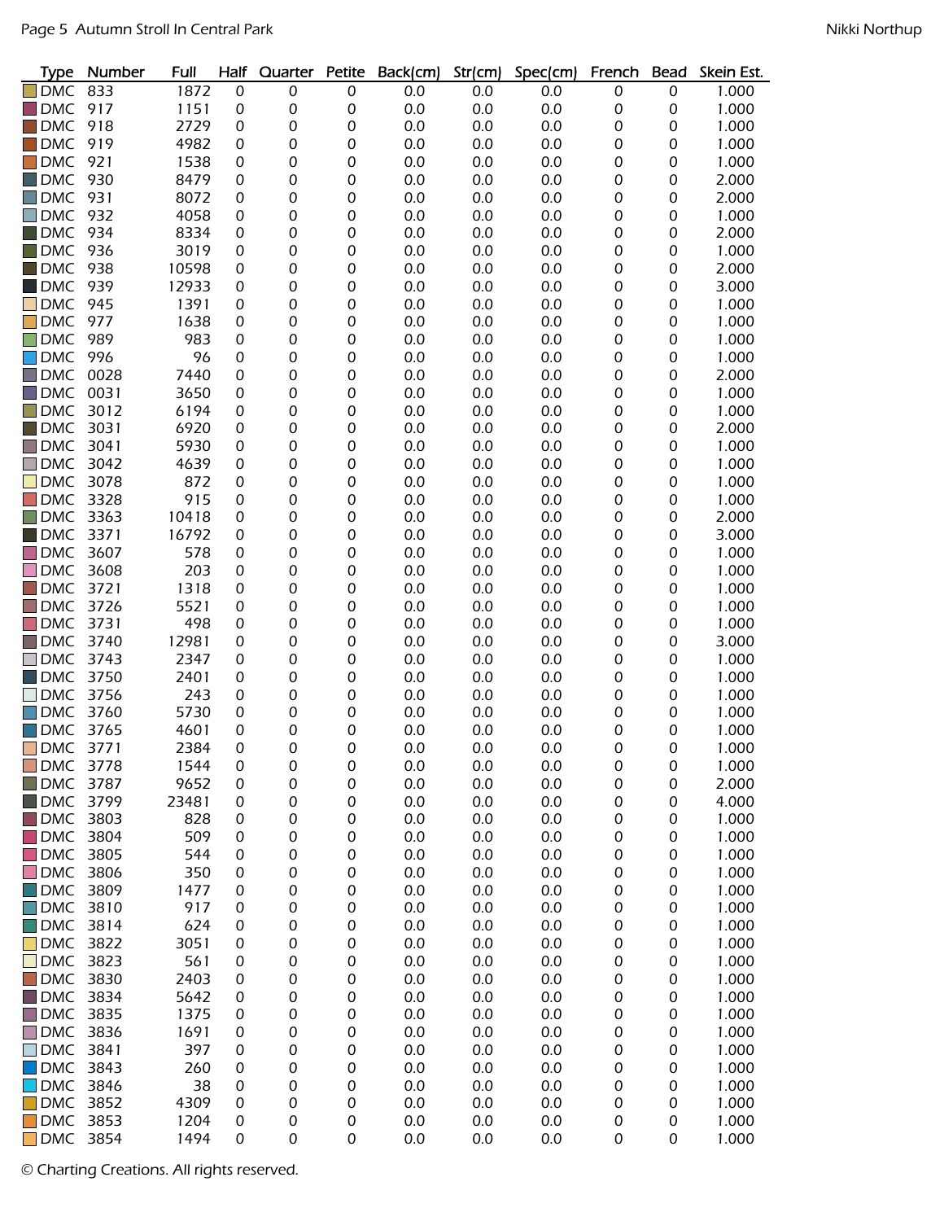| Type | Number | Full | Half | Quarter | Petite | Back(cm) | Str(cm) | Spec(cm) | French | Bead | Skein Est. |
|---|---|---|---|---|---|---|---|---|---|---|---|
| DMC | 833 | 1872 | 0 | 0 | 0 | 0.0 | 0.0 | 0.0 | 0 | 0 | 1.000 |
| DMC | 917 | 1151 | 0 | 0 | 0 | 0.0 | 0.0 | 0.0 | 0 | 0 | 1.000 |
| DMC | 918 | 2729 | 0 | 0 | 0 | 0.0 | 0.0 | 0.0 | 0 | 0 | 1.000 |
| DMC | 919 | 4982 | 0 | 0 | 0 | 0.0 | 0.0 | 0.0 | 0 | 0 | 1.000 |
| DMC | 921 | 1538 | 0 | 0 | 0 | 0.0 | 0.0 | 0.0 | 0 | 0 | 1.000 |
| DMC | 930 | 8479 | 0 | 0 | 0 | 0.0 | 0.0 | 0.0 | 0 | 0 | 2.000 |
| DMC | 931 | 8072 | 0 | 0 | 0 | 0.0 | 0.0 | 0.0 | 0 | 0 | 2.000 |
| DMC | 932 | 4058 | 0 | 0 | 0 | 0.0 | 0.0 | 0.0 | 0 | 0 | 1.000 |
| DMC | 934 | 8334 | 0 | 0 | 0 | 0.0 | 0.0 | 0.0 | 0 | 0 | 2.000 |
| DMC | 936 | 3019 | 0 | 0 | 0 | 0.0 | 0.0 | 0.0 | 0 | 0 | 1.000 |
| DMC | 938 | 10598 | 0 | 0 | 0 | 0.0 | 0.0 | 0.0 | 0 | 0 | 2.000 |
| DMC | 939 | 12933 | 0 | 0 | 0 | 0.0 | 0.0 | 0.0 | 0 | 0 | 3.000 |
| DMC | 945 | 1391 | 0 | 0 | 0 | 0.0 | 0.0 | 0.0 | 0 | 0 | 1.000 |
| DMC | 977 | 1638 | 0 | 0 | 0 | 0.0 | 0.0 | 0.0 | 0 | 0 | 1.000 |
| DMC | 989 | 983 | 0 | 0 | 0 | 0.0 | 0.0 | 0.0 | 0 | 0 | 1.000 |
| DMC | 996 | 96 | 0 | 0 | 0 | 0.0 | 0.0 | 0.0 | 0 | 0 | 1.000 |
| DMC | 0028 | 7440 | 0 | 0 | 0 | 0.0 | 0.0 | 0.0 | 0 | 0 | 2.000 |
| DMC | 0031 | 3650 | 0 | 0 | 0 | 0.0 | 0.0 | 0.0 | 0 | 0 | 1.000 |
| DMC | 3012 | 6194 | 0 | 0 | 0 | 0.0 | 0.0 | 0.0 | 0 | 0 | 1.000 |
| DMC | 3031 | 6920 | 0 | 0 | 0 | 0.0 | 0.0 | 0.0 | 0 | 0 | 2.000 |
| DMC | 3041 | 5930 | 0 | 0 | 0 | 0.0 | 0.0 | 0.0 | 0 | 0 | 1.000 |
| DMC | 3042 | 4639 | 0 | 0 | 0 | 0.0 | 0.0 | 0.0 | 0 | 0 | 1.000 |
| DMC | 3078 | 872 | 0 | 0 | 0 | 0.0 | 0.0 | 0.0 | 0 | 0 | 1.000 |
| DMC | 3328 | 915 | 0 | 0 | 0 | 0.0 | 0.0 | 0.0 | 0 | 0 | 1.000 |
| DMC | 3363 | 10418 | 0 | 0 | 0 | 0.0 | 0.0 | 0.0 | 0 | 0 | 2.000 |
| DMC | 3371 | 16792 | 0 | 0 | 0 | 0.0 | 0.0 | 0.0 | 0 | 0 | 3.000 |
| DMC | 3607 | 578 | 0 | 0 | 0 | 0.0 | 0.0 | 0.0 | 0 | 0 | 1.000 |
| DMC | 3608 | 203 | 0 | 0 | 0 | 0.0 | 0.0 | 0.0 | 0 | 0 | 1.000 |
| DMC | 3721 | 1318 | 0 | 0 | 0 | 0.0 | 0.0 | 0.0 | 0 | 0 | 1.000 |
| DMC | 3726 | 5521 | 0 | 0 | 0 | 0.0 | 0.0 | 0.0 | 0 | 0 | 1.000 |
| DMC | 3731 | 498 | 0 | 0 | 0 | 0.0 | 0.0 | 0.0 | 0 | 0 | 1.000 |
| DMC | 3740 | 12981 | 0 | 0 | 0 | 0.0 | 0.0 | 0.0 | 0 | 0 | 3.000 |
| DMC | 3743 | 2347 | 0 | 0 | 0 | 0.0 | 0.0 | 0.0 | 0 | 0 | 1.000 |
| DMC | 3750 | 2401 | 0 | 0 | 0 | 0.0 | 0.0 | 0.0 | 0 | 0 | 1.000 |
| DMC | 3756 | 243 | 0 | 0 | 0 | 0.0 | 0.0 | 0.0 | 0 | 0 | 1.000 |
| DMC | 3760 | 5730 | 0 | 0 | 0 | 0.0 | 0.0 | 0.0 | 0 | 0 | 1.000 |
| DMC | 3765 | 4601 | 0 | 0 | 0 | 0.0 | 0.0 | 0.0 | 0 | 0 | 1.000 |
| DMC | 3771 | 2384 | 0 | 0 | 0 | 0.0 | 0.0 | 0.0 | 0 | 0 | 1.000 |
| DMC | 3778 | 1544 | 0 | 0 | 0 | 0.0 | 0.0 | 0.0 | 0 | 0 | 1.000 |
| DMC | 3787 | 9652 | 0 | 0 | 0 | 0.0 | 0.0 | 0.0 | 0 | 0 | 2.000 |
| DMC | 3799 | 23481 | 0 | 0 | 0 | 0.0 | 0.0 | 0.0 | 0 | 0 | 4.000 |
| DMC | 3803 | 828 | 0 | 0 | 0 | 0.0 | 0.0 | 0.0 | 0 | 0 | 1.000 |
| DMC | 3804 | 509 | 0 | 0 | 0 | 0.0 | 0.0 | 0.0 | 0 | 0 | 1.000 |
| DMC | 3805 | 544 | 0 | 0 | 0 | 0.0 | 0.0 | 0.0 | 0 | 0 | 1.000 |
| DMC | 3806 | 350 | 0 | 0 | 0 | 0.0 | 0.0 | 0.0 | 0 | 0 | 1.000 |
| DMC | 3809 | 1477 | 0 | 0 | 0 | 0.0 | 0.0 | 0.0 | 0 | 0 | 1.000 |
| DMC | 3810 | 917 | 0 | 0 | 0 | 0.0 | 0.0 | 0.0 | 0 | 0 | 1.000 |
| DMC | 3814 | 624 | 0 | 0 | 0 | 0.0 | 0.0 | 0.0 | 0 | 0 | 1.000 |
| DMC | 3822 | 3051 | 0 | 0 | 0 | 0.0 | 0.0 | 0.0 | 0 | 0 | 1.000 |
| DMC | 3823 | 561 | 0 | 0 | 0 | 0.0 | 0.0 | 0.0 | 0 | 0 | 1.000 |
| DMC | 3830 | 2403 | 0 | 0 | 0 | 0.0 | 0.0 | 0.0 | 0 | 0 | 1.000 |
| DMC | 3834 | 5642 | 0 | 0 | 0 | 0.0 | 0.0 | 0.0 | 0 | 0 | 1.000 |
| DMC | 3835 | 1375 | 0 | 0 | 0 | 0.0 | 0.0 | 0.0 | 0 | 0 | 1.000 |
| DMC | 3836 | 1691 | 0 | 0 | 0 | 0.0 | 0.0 | 0.0 | 0 | 0 | 1.000 |
| DMC | 3841 | 397 | 0 | 0 | 0 | 0.0 | 0.0 | 0.0 | 0 | 0 | 1.000 |
| DMC | 3843 | 260 | 0 | 0 | 0 | 0.0 | 0.0 | 0.0 | 0 | 0 | 1.000 |
| DMC | 3846 | 38 | 0 | 0 | 0 | 0.0 | 0.0 | 0.0 | 0 | 0 | 1.000 |
| DMC | 3852 | 4309 | 0 | 0 | 0 | 0.0 | 0.0 | 0.0 | 0 | 0 | 1.000 |
| DMC | 3853 | 1204 | 0 | 0 | 0 | 0.0 | 0.0 | 0.0 | 0 | 0 | 1.000 |
| DMC | 3854 | 1494 | 0 | 0 | 0 | 0.0 | 0.0 | 0.0 | 0 | 0 | 1.000 |

© Charting Creations. All rights reserved.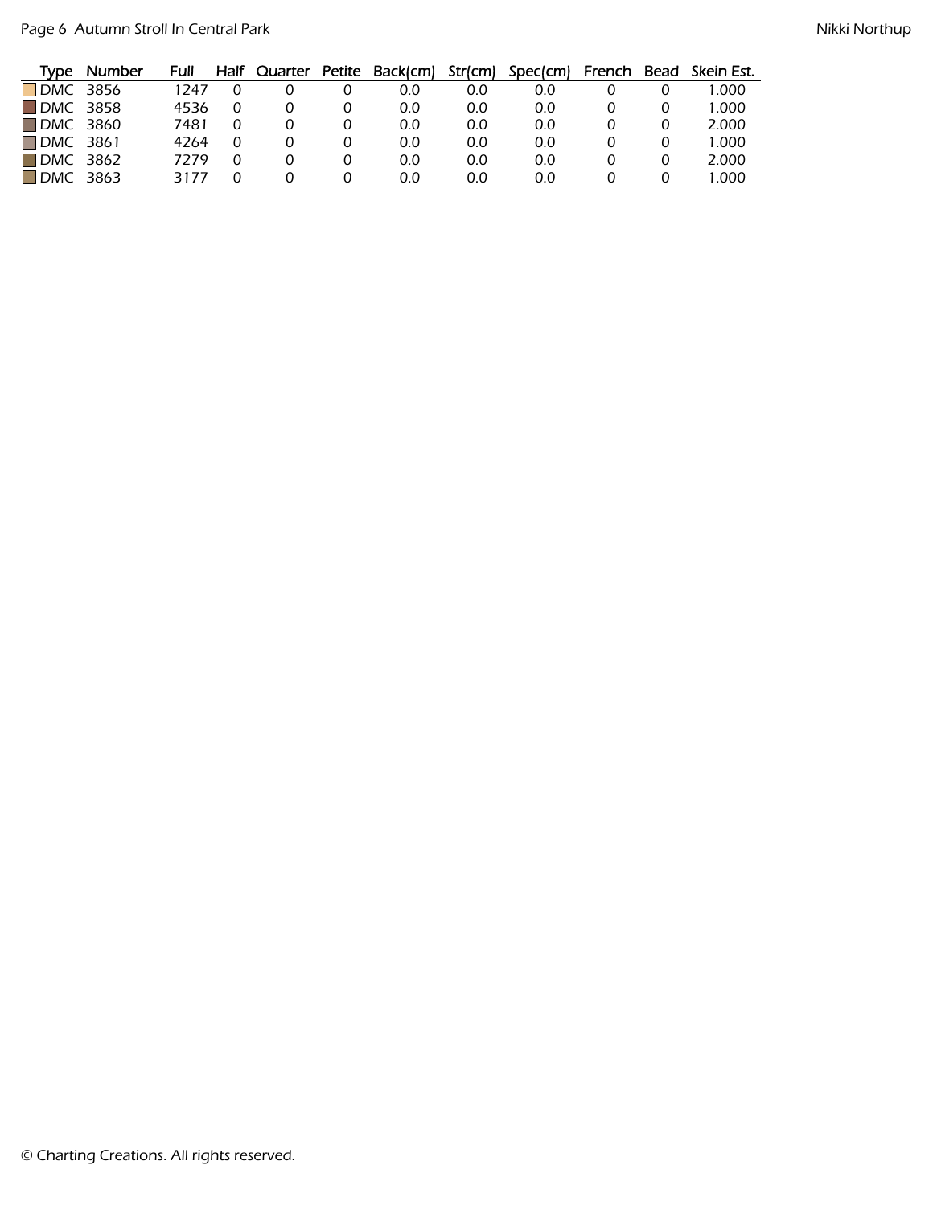| Type | Number | Full | Half | Quarter | Petite | Back(cm) | Str(cm) | Spec(cm) | French | Bead | Skein Est. |
|---|---|---|---|---|---|---|---|---|---|---|---|
| DMC | 3856 | 1247 | 0 | 0 | 0 | 0.0 | 0.0 | 0.0 | 0 | 0 | 1.000 |
| DMC | 3858 | 4536 | 0 | 0 | 0 | 0.0 | 0.0 | 0.0 | 0 | 0 | 1.000 |
| DMC | 3860 | 7481 | 0 | 0 | 0 | 0.0 | 0.0 | 0.0 | 0 | 0 | 2.000 |
| DMC | 3861 | 4264 | 0 | 0 | 0 | 0.0 | 0.0 | 0.0 | 0 | 0 | 1.000 |
| DMC | 3862 | 7279 | 0 | 0 | 0 | 0.0 | 0.0 | 0.0 | 0 | 0 | 2.000 |
| DMC | 3863 | 3177 | 0 | 0 | 0 | 0.0 | 0.0 | 0.0 | 0 | 0 | 1.000 |

© Charting Creations. All rights reserved.